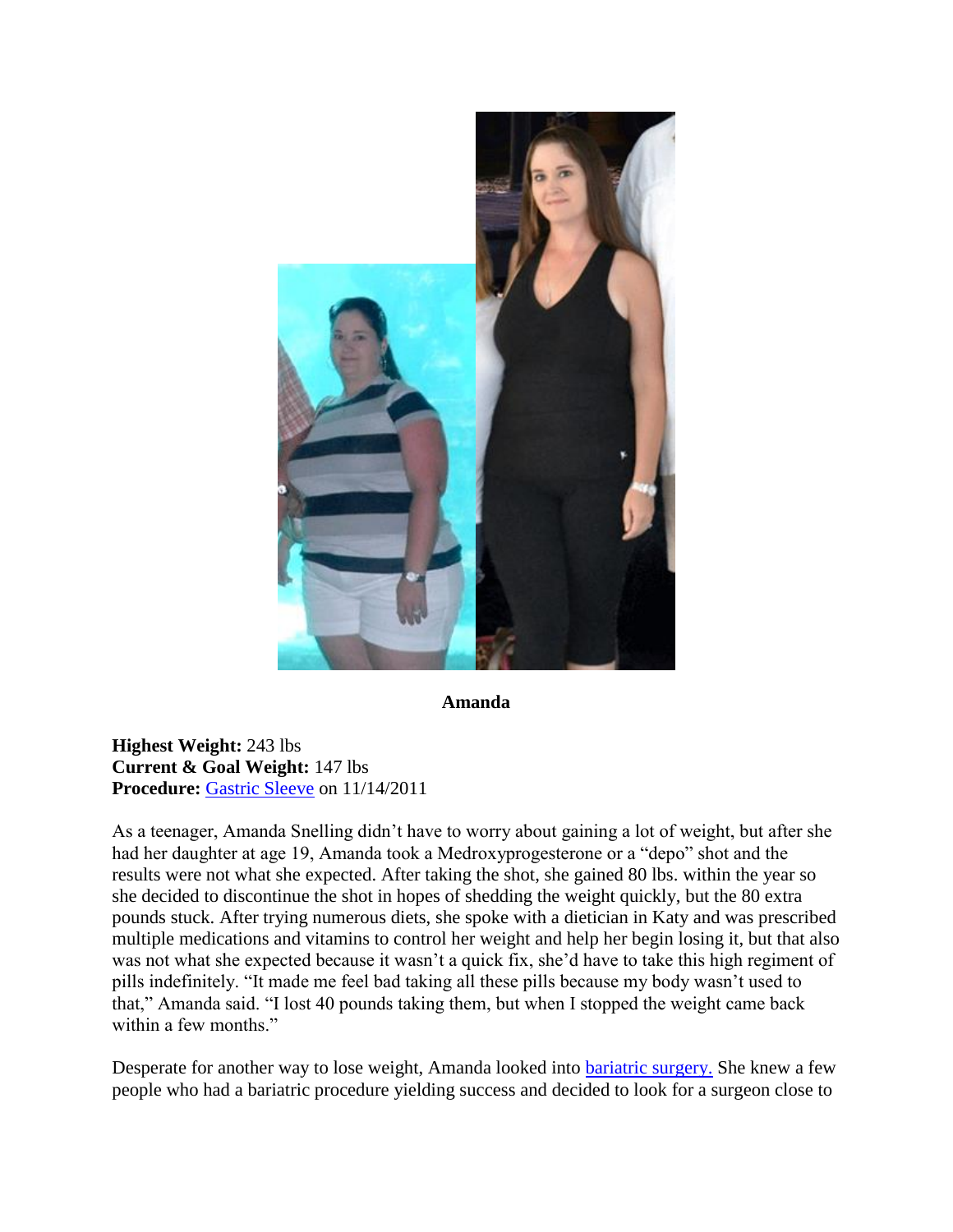**Amanda**

**Highest Weight:** 243 lbs
**Current & Goal Weight:** 147 lbs
**Procedure:** Gastric Sleeve on 11/14/2011

As a teenager, Amanda Snelling didn't have to worry about gaining a lot of weight, but after she had her daughter at age 19, Amanda took a Medroxyprogesterone or a "depo" shot and the results were not what she expected. After taking the shot, she gained 80 lbs. within the year so she decided to discontinue the shot in hopes of shedding the weight quickly, but the 80 extra pounds stuck. After trying numerous diets, she spoke with a dietician in Katy and was prescribed multiple medications and vitamins to control her weight and help her begin losing it, but that also was not what she expected because it wasn't a quick fix, she'd have to take this high regiment of pills indefinitely. "It made me feel bad taking all these pills because my body wasn't used to that," Amanda said. "I lost 40 pounds taking them, but when I stopped the weight came back within a few months."

Desperate for another way to lose weight, Amanda looked into bariatric surgery. She knew a few people who had a bariatric procedure yielding success and decided to look for a surgeon close to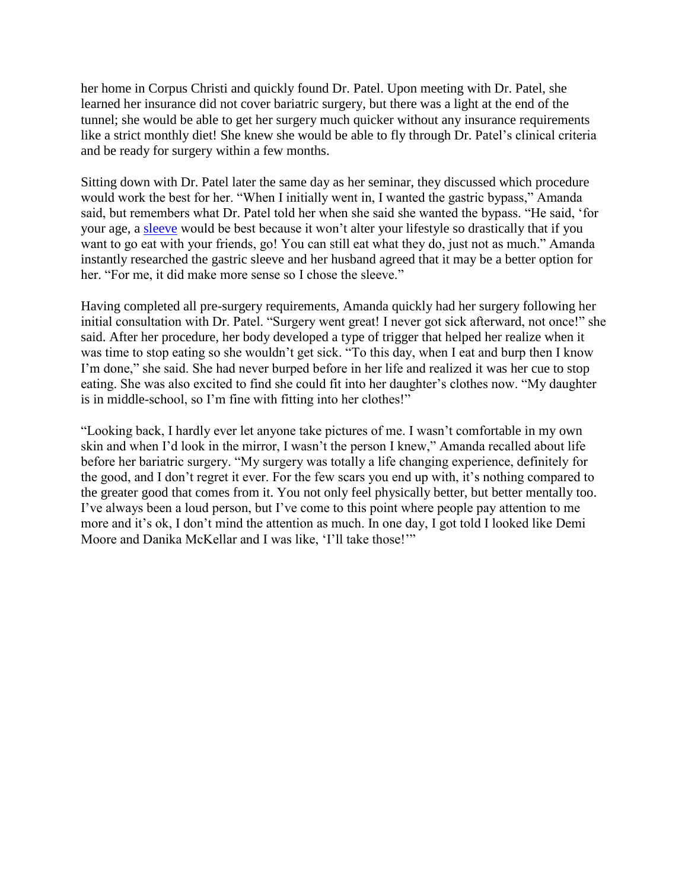her home in Corpus Christi and quickly found Dr. Patel. Upon meeting with Dr. Patel, she learned her insurance did not cover bariatric surgery, but there was a light at the end of the tunnel; she would be able to get her surgery much quicker without any insurance requirements like a strict monthly diet! She knew she would be able to fly through Dr. Patel's clinical criteria and be ready for surgery within a few months.

Sitting down with Dr. Patel later the same day as her seminar, they discussed which procedure would work the best for her. "When I initially went in, I wanted the gastric bypass," Amanda said, but remembers what Dr. Patel told her when she said she wanted the bypass. "He said, 'for your age, a sleeve would be best because it won't alter your lifestyle so drastically that if you want to go eat with your friends, go! You can still eat what they do, just not as much." Amanda instantly researched the gastric sleeve and her husband agreed that it may be a better option for her. "For me, it did make more sense so I chose the sleeve."

Having completed all pre-surgery requirements, Amanda quickly had her surgery following her initial consultation with Dr. Patel. "Surgery went great! I never got sick afterward, not once!" she said. After her procedure, her body developed a type of trigger that helped her realize when it was time to stop eating so she wouldn't get sick. "To this day, when I eat and burp then I know I'm done," she said. She had never burped before in her life and realized it was her cue to stop eating. She was also excited to find she could fit into her daughter's clothes now. "My daughter is in middle-school, so I'm fine with fitting into her clothes!"

"Looking back, I hardly ever let anyone take pictures of me. I wasn't comfortable in my own skin and when I'd look in the mirror, I wasn't the person I knew," Amanda recalled about life before her bariatric surgery. "My surgery was totally a life changing experience, definitely for the good, and I don't regret it ever. For the few scars you end up with, it's nothing compared to the greater good that comes from it. You not only feel physically better, but better mentally too. I've always been a loud person, but I've come to this point where people pay attention to me more and it's ok, I don't mind the attention as much. In one day, I got told I looked like Demi Moore and Danika McKellar and I was like, 'I'll take those!'"